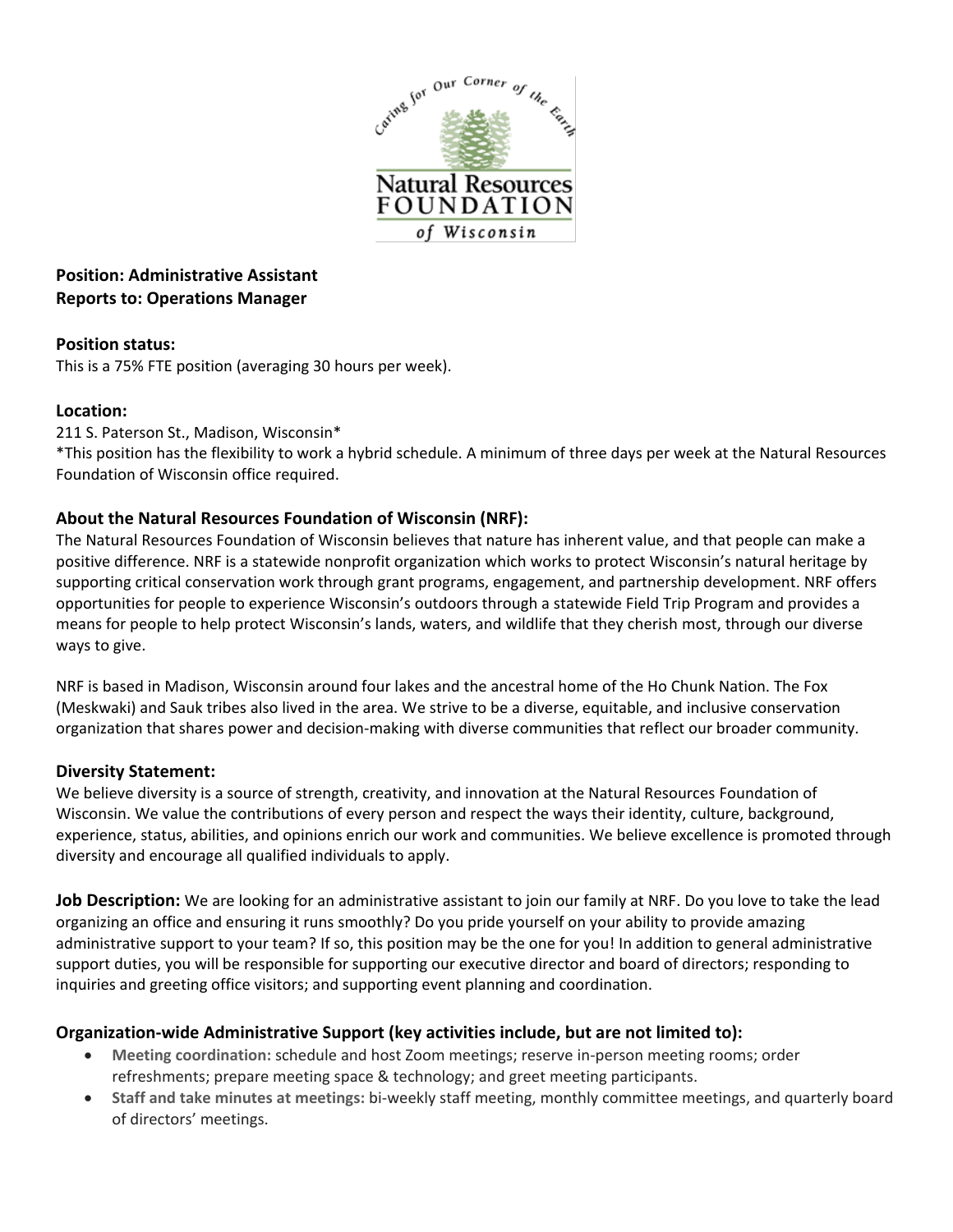**Position: Administrative Assistant**
**Reports to: Operations Manager**

**Position status:**
This is a 75% FTE position (averaging 30 hours per week).

**Location:**
211 S. Paterson St., Madison, Wisconsin*
*This position has the flexibility to work a hybrid schedule. A minimum of three days per week at the Natural Resources Foundation of Wisconsin office required.

## About the Natural Resources Foundation of Wisconsin (NRF):

The Natural Resources Foundation of Wisconsin believes that nature has inherent value, and that people can make a positive difference. NRF is a statewide nonprofit organization which works to protect Wisconsin's natural heritage by supporting critical conservation work through grant programs, engagement, and partnership development. NRF offers opportunities for people to experience Wisconsin's outdoors through a statewide Field Trip Program and provides a means for people to help protect Wisconsin's lands, waters, and wildlife that they cherish most, through our diverse ways to give.

NRF is based in Madison, Wisconsin around four lakes and the ancestral home of the Ho Chunk Nation. The Fox (Meskwaki) and Sauk tribes also lived in the area. We strive to be a diverse, equitable, and inclusive conservation organization that shares power and decision-making with diverse communities that reflect our broader community.

## Diversity Statement:

We believe diversity is a source of strength, creativity, and innovation at the Natural Resources Foundation of Wisconsin. We value the contributions of every person and respect the ways their identity, culture, background, experience, status, abilities, and opinions enrich our work and communities. We believe excellence is promoted through diversity and encourage all qualified individuals to apply.

**Job Description:** We are looking for an administrative assistant to join our family at NRF. Do you love to take the lead organizing an office and ensuring it runs smoothly? Do you pride yourself on your ability to provide amazing administrative support to your team? If so, this position may be the one for you! In addition to general administrative support duties, you will be responsible for supporting our executive director and board of directors; responding to inquiries and greeting office visitors; and supporting event planning and coordination.

## Organization-wide Administrative Support (key activities include, but are not limited to):

- **Meeting coordination:** schedule and host Zoom meetings; reserve in-person meeting rooms; order refreshments; prepare meeting space & technology; and greet meeting participants.
- **Staff and take minutes at meetings:** bi-weekly staff meeting, monthly committee meetings, and quarterly board of directors' meetings.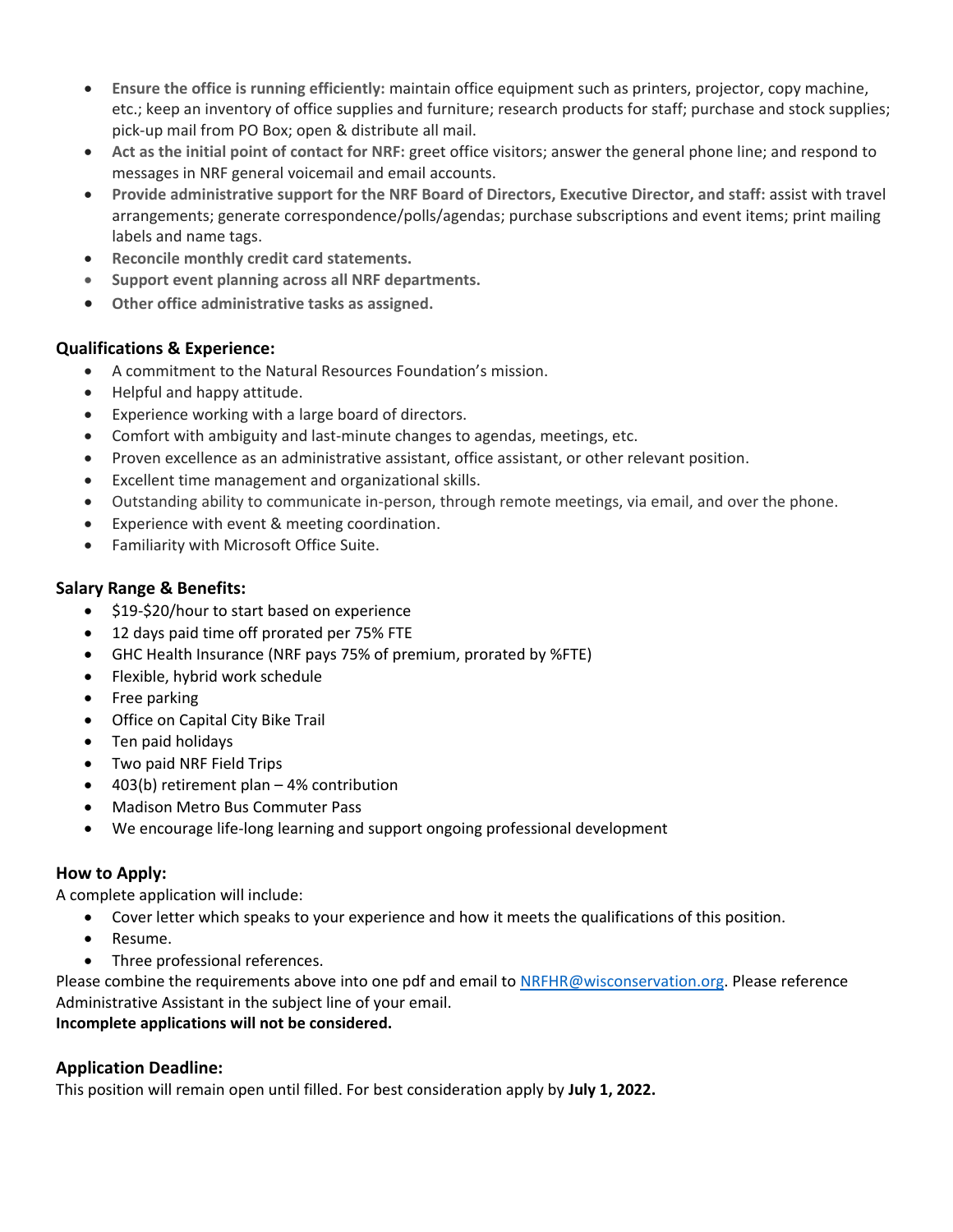- **Ensure the office is running efficiently:** maintain office equipment such as printers, projector, copy machine, etc.; keep an inventory of office supplies and furniture; research products for staff; purchase and stock supplies; pick-up mail from PO Box; open & distribute all mail.
- **Act as the initial point of contact for NRF:** greet office visitors; answer the general phone line; and respond to messages in NRF general voicemail and email accounts.
- **Provide administrative support for the NRF Board of Directors, Executive Director, and staff:** assist with travel arrangements; generate correspondence/polls/agendas; purchase subscriptions and event items; print mailing labels and name tags.
- **Reconcile monthly credit card statements.**
- **Support event planning across all NRF departments.**
- **Other office administrative tasks as assigned.**

### Qualifications & Experience:

- A commitment to the Natural Resources Foundation's mission.
- Helpful and happy attitude.
- Experience working with a large board of directors.
- Comfort with ambiguity and last-minute changes to agendas, meetings, etc.
- Proven excellence as an administrative assistant, office assistant, or other relevant position.
- Excellent time management and organizational skills.
- Outstanding ability to communicate in-person, through remote meetings, via email, and over the phone.
- Experience with event & meeting coordination.
- Familiarity with Microsoft Office Suite.

### Salary Range & Benefits:

- $19-$20/hour to start based on experience
- 12 days paid time off prorated per 75% FTE
- GHC Health Insurance (NRF pays 75% of premium, prorated by %FTE)
- Flexible, hybrid work schedule
- Free parking
- Office on Capital City Bike Trail
- Ten paid holidays
- Two paid NRF Field Trips
- 403(b) retirement plan – 4% contribution
- Madison Metro Bus Commuter Pass
- We encourage life-long learning and support ongoing professional development

### How to Apply:

A complete application will include:

- Cover letter which speaks to your experience and how it meets the qualifications of this position.
- Resume.
- Three professional references.

Please combine the requirements above into one pdf and email to NRFHR@wisconservation.org. Please reference Administrative Assistant in the subject line of your email.

**Incomplete applications will not be considered.**

### Application Deadline:

This position will remain open until filled. For best consideration apply by **July 1, 2022.**